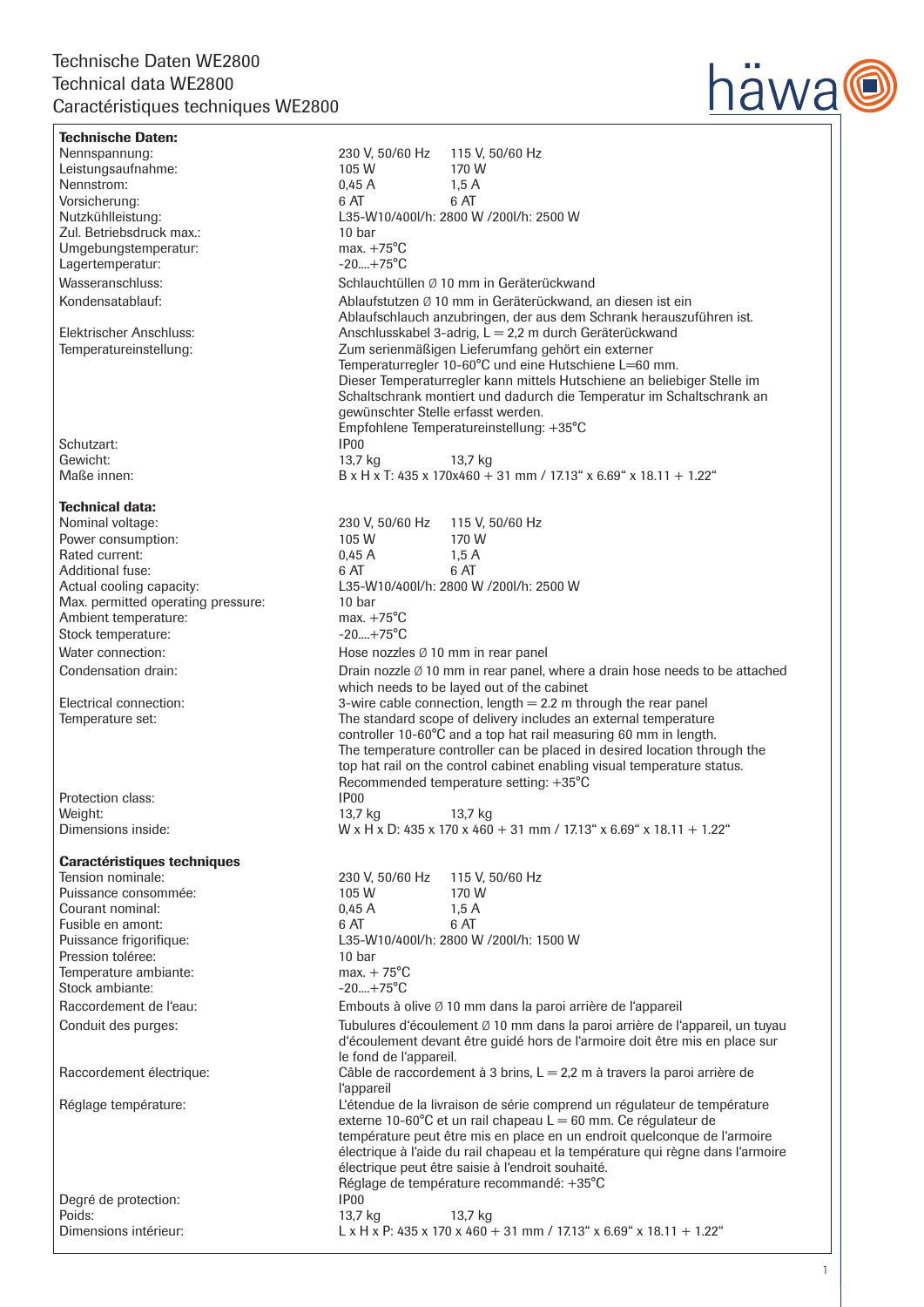# Technische Daten WE2800
# Technical data WE2800
# Caractéristiques techniques WE2800

häwa

**Technische Daten:**

| | | |
|---|---|---|
| Nennspannung: | 230 V, 50/60 Hz | 115 V, 50/60 Hz |
| Leistungsaufnahme: | 105 W | 170 W |
| Nennstrom: | 0,45 A | 1,5 A |
| Vorsicherung: | 6 AT | 6 AT |
| Nutzkühlleistung: | L35-W10/400l/h: 2800 W /200l/h: 2500 W | |
| Zul. Betriebsdruck max.: | 10 bar | |
| Umgebungstemperatur: | max. +75°C | |
| Lagertemperatur: | -20....+75°C | |
| Wasseranschluss: | Schlauchtüllen Ø 10 mm in Geräterückwand | |
| Kondensatablauf: | Ablaufstutzen Ø 10 mm in Geräterückwand, an diesen ist ein Ablaufschlauch anzubringen, der aus dem Schrank herauszuführen ist. | |
| Elektrischer Anschluss: | Anschlusskabel 3-adrig, L = 2,2 m durch Geräterückwand | |
| Temperatureinstellung: | Zum serienmäßigen Lieferumfang gehört ein externer Temperaturregler 10-60°C und eine Hutschiene L=60 mm. Dieser Temperaturregler kann mittels Hutschiene an beliebiger Stelle im Schaltschrank montiert und dadurch die Temperatur im Schaltschrank an gewünschter Stelle erfasst werden. Empfohlene Temperatureinstellung: +35°C | |
| Schutzart: | IP00 | |
| Gewicht: | 13,7 kg | 13,7 kg |
| Maße innen: | B x H x T: 435 x 170x460 + 31 mm / 17.13“ x 6.69“ x 18.11 + 1.22“ | |

**Technical data:**

| | | |
|---|---|---|
| Nominal voltage: | 230 V, 50/60 Hz | 115 V, 50/60 Hz |
| Power consumption: | 105 W | 170 W |
| Rated current: | 0,45 A | 1,5 A |
| Additional fuse: | 6 AT | 6 AT |
| Actual cooling capacity: | L35-W10/400l/h: 2800 W /200l/h: 2500 W | |
| Max. permitted operating pressure: | 10 bar | |
| Ambient temperature: | max. +75°C | |
| Stock temperature: | -20....+75°C | |
| Water connection: | Hose nozzles Ø 10 mm in rear panel | |
| Condensation drain: | Drain nozzle Ø 10 mm in rear panel, where a drain hose needs to be attached which needs to be layed out of the cabinet | |
| Electrical connection: | 3-wire cable connection, length = 2.2 m through the rear panel | |
| Temperature set: | The standard scope of delivery includes an external temperature controller 10-60°C and a top hat rail measuring 60 mm in length. The temperature controller can be placed in desired location through the top hat rail on the control cabinet enabling visual temperature status. Recommended temperature setting: +35°C | |
| Protection class: | IP00 | |
| Weight: | 13,7 kg | 13,7 kg |
| Dimensions inside: | W x H x D: 435 x 170 x 460 + 31 mm / 17.13“ x 6.69“ x 18.11 + 1.22“ | |

**Caractéristiques techniques**

| | | |
|---|---|---|
| Tension nominale: | 230 V, 50/60 Hz | 115 V, 50/60 Hz |
| Puissance consommée: | 105 W | 170 W |
| Courant nominal: | 0,45 A | 1,5 A |
| Fusible en amont: | 6 AT | 6 AT |
| Puissance frigorifique: | L35-W10/400l/h: 2800 W /200l/h: 1500 W | |
| Pression tolérée: | 10 bar | |
| Temperature ambiante: | max. + 75°C | |
| Stock ambiante: | -20....+75°C | |
| Raccordement de l'eau: | Embouts à olive Ø 10 mm dans la paroi arrière de l'appareil | |
| Conduit des purges: | Tubulures d'écoulement Ø 10 mm dans la paroi arrière de l'appareil, un tuyau d'écoulement devant être guidé hors de l'armoire doit être mis en place sur le fond de l'appareil. | |
| Raccordement électrique: | Câble de raccordement à 3 brins, L = 2,2 m à travers la paroi arrière de l'appareil | |
| Réglage température: | L'étendue de la livraison de série comprend un régulateur de température externe 10-60°C et un rail chapeau L = 60 mm. Ce régulateur de température peut être mis en place en un endroit quelconque de l'armoire électrique à l'aide du rail chapeau et la température qui règne dans l'armoire électrique peut être saisie à l'endroit souhaité. Réglage de température recommandé: +35°C | |
| Degré de protection: | IP00 | |
| Poids: | 13,7 kg | 13,7 kg |
| Dimensions intérieur: | L x H x P: 435 x 170 x 460 + 31 mm / 17.13“ x 6.69“ x 18.11 + 1.22“ | |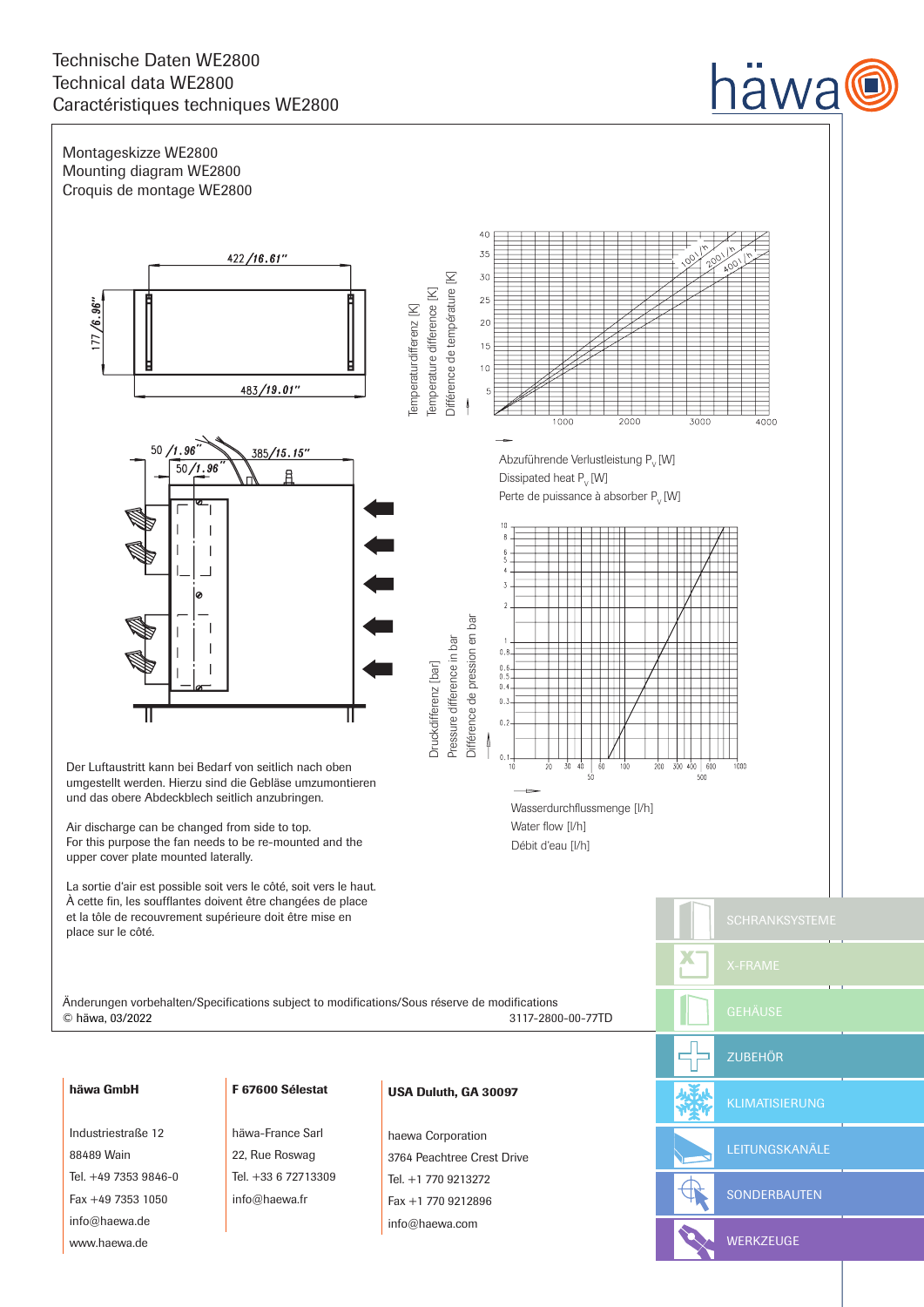# Technische Daten WE2800
# Technical data WE2800
# Caractéristiques techniques WE2800

## Montageskizze WE2800
## Mounting diagram WE2800
## Croquis de montage WE2800

422/16.61"

177/6.96"

483/19.01"

50/1.96"

50/1.96"

385/15.15"

Temperaturdifferenz [K]
Temperature difference [K]
Différence de température [K]

40
35
30
25
20
15
10
5

1000
2000
3000
4000

100 l/h
200 l/h
400 l/h

Abzuführende Verlustleistung $P_v$ [W]
Dissipated heat $P_v$ [W]
Perte de puissance à absorber $P_v$ [W]

Druckdifferenz [bar]
Pressure difference in bar
Différence de pression en bar

10
8
6
5
4
3
2
1
0.8
0.6
0.5
0.4
0.3
0.2
0.1

10
20
30
40
50
60
100
200
300
400
500
600
1000

Wasserdurchflussmenge [l/h]
Water flow [l/h]
Débit d'eau [l/h]

Der Luftaustritt kann bei Bedarf von seitlich nach oben umgestellt werden. Hierzu sind die Gebläse umzumontieren und das obere Abdeckblech seitlich anzubringen.

Air discharge can be changed from side to top. For this purpose the fan needs to be re-mounted and the upper cover plate mounted laterally.

La sortie d'air est possible soit vers le côté, soit vers le haut. À cette fin, les soufflantes doivent être changées de place et la tôle de recouvrement supérieure doit être mise en place sur le côté.

Änderungen vorbehalten/Specifications subject to modifications/Sous réserve de modifications
© häwa, 03/2022

3117-2800-00-77TD

SCHRANKSYSTEME
X-FRAME
GEHÄUSE
ZUBEHÖR
KLIMATISIERUNG
LEITUNGSKANÄLE
SONDERBAUTEN
WERKZEUGE

**häwa GmbH**

Industriestraße 12
88489 Wain
Tel. +49 7353 9846-0
Fax +49 7353 1050
info@haewa.de
www.haewa.de

**F 67600 Sélestat**

häwa-France Sarl
22, Rue Roswag
Tel. +33 6 72713309
info@haewa.fr

**USA Duluth, GA 30097**

haewa Corporation
3764 Peachtree Crest Drive
Tel. +1 770 9213272
Fax +1 770 9212896
info@haewa.com